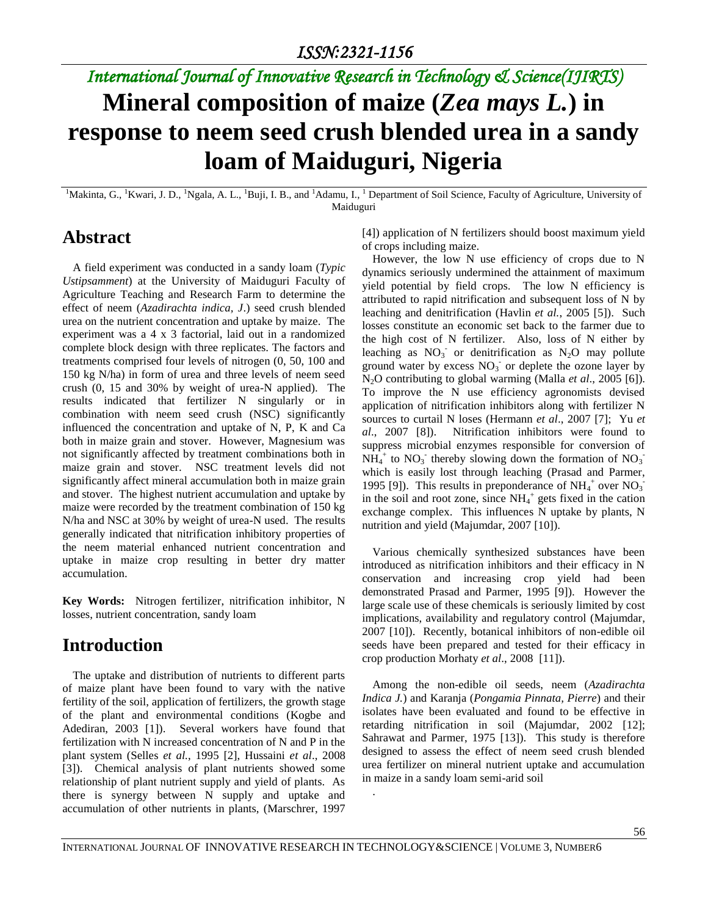# Mineral composition of maize (*Zea mays L.*) in response to neem seed crush blended urea in a sandy loam of Maiduguri, Nigeria

[1]Makinta, G., [1]Kwari, J. D., [1]Ngala, A. L., [1]Buji, I. B., and [1]Adamu, I., [1] Department of Soil Science, Faculty of Agriculture, University of Maiduguri

## Abstract

A field experiment was conducted in a sandy loam (*Typic Ustipsamment*) at the University of Maiduguri Faculty of Agriculture Teaching and Research Farm to determine the effect of neem (*Azadirachta indica, J*.) seed crush blended urea on the nutrient concentration and uptake by maize. The experiment was a 4 x 3 factorial, laid out in a randomized complete block design with three replicates. The factors and treatments comprised four levels of nitrogen (0, 50, 100 and 150 kg N/ha) in form of urea and three levels of neem seed crush (0, 15 and 30% by weight of urea-N applied). The results indicated that fertilizer N singularly or in combination with neem seed crush (NSC) significantly influenced the concentration and uptake of N, P, K and Ca both in maize grain and stover. However, Magnesium was not significantly affected by treatment combinations both in maize grain and stover. NSC treatment levels did not significantly affect mineral accumulation both in maize grain and stover. The highest nutrient accumulation and uptake by maize were recorded by the treatment combination of 150 kg N/ha and NSC at 30% by weight of urea-N used. The results generally indicated that nitrification inhibitory properties of the neem material enhanced nutrient concentration and uptake in maize crop resulting in better dry matter accumulation.

**Key Words:** Nitrogen fertilizer, nitrification inhibitor, N losses, nutrient concentration, sandy loam

## Introduction

The uptake and distribution of nutrients to different parts of maize plant have been found to vary with the native fertility of the soil, application of fertilizers, the growth stage of the plant and environmental conditions (Kogbe and Adediran, 2003 [1]). Several workers have found that fertilization with N increased concentration of N and P in the plant system (Selles *et al.*, 1995 [2], Hussaini *et al*., 2008 [3]). Chemical analysis of plant nutrients showed some relationship of plant nutrient supply and yield of plants. As there is synergy between N supply and uptake and accumulation of other nutrients in plants, (Marschrer, 1997 [4]) application of N fertilizers should boost maximum yield of crops including maize.

However, the low N use efficiency of crops due to N dynamics seriously undermined the attainment of maximum yield potential by field crops. The low N efficiency is attributed to rapid nitrification and subsequent loss of N by leaching and denitrification (Havlin *et al.*, 2005 [5]). Such losses constitute an economic set back to the farmer due to the high cost of N fertilizer. Also, loss of N either by leaching as $NO_3^-$ or denitrification as $N_2O$ may pollute ground water by excess $NO_3^-$ or deplete the ozone layer by $N_2O$ contributing to global warming (Malla *et al*., 2005 [6]). To improve the N use efficiency agronomists devised application of nitrification inhibitors along with fertilizer N sources to curtail N loses (Hermann *et al*., 2007 [7]; Yu *et al*., 2007 [8]). Nitrification inhibitors were found to suppress microbial enzymes responsible for conversion of $NH_4^+$ to $NO_3^-$ thereby slowing down the formation of $NO_3^-$ which is easily lost through leaching (Prasad and Parmer, 1995 [9]). This results in preponderance of $NH_4^+$ over $NO_3^-$ in the soil and root zone, since $NH_4^+$ gets fixed in the cation exchange complex. This influences N uptake by plants, N nutrition and yield (Majumdar, 2007 [10]).

Various chemically synthesized substances have been introduced as nitrification inhibitors and their efficacy in N conservation and increasing crop yield had been demonstrated Prasad and Parmer, 1995 [9]). However the large scale use of these chemicals is seriously limited by cost implications, availability and regulatory control (Majumdar, 2007 [10]). Recently, botanical inhibitors of non-edible oil seeds have been prepared and tested for their efficacy in crop production Morhaty *et al*., 2008 [11]).

Among the non-edible oil seeds, neem (*Azadirachta Indica J.*) and Karanja (*Pongamia Pinnata, Pierre*) and their isolates have been evaluated and found to be effective in retarding nitrification in soil (Majumdar, 2002 [12]; Sahrawat and Parmer, 1975 [13]). This study is therefore designed to assess the effect of neem seed crush blended urea fertilizer on mineral nutrient uptake and accumulation in maize in a sandy loam semi-arid soil

.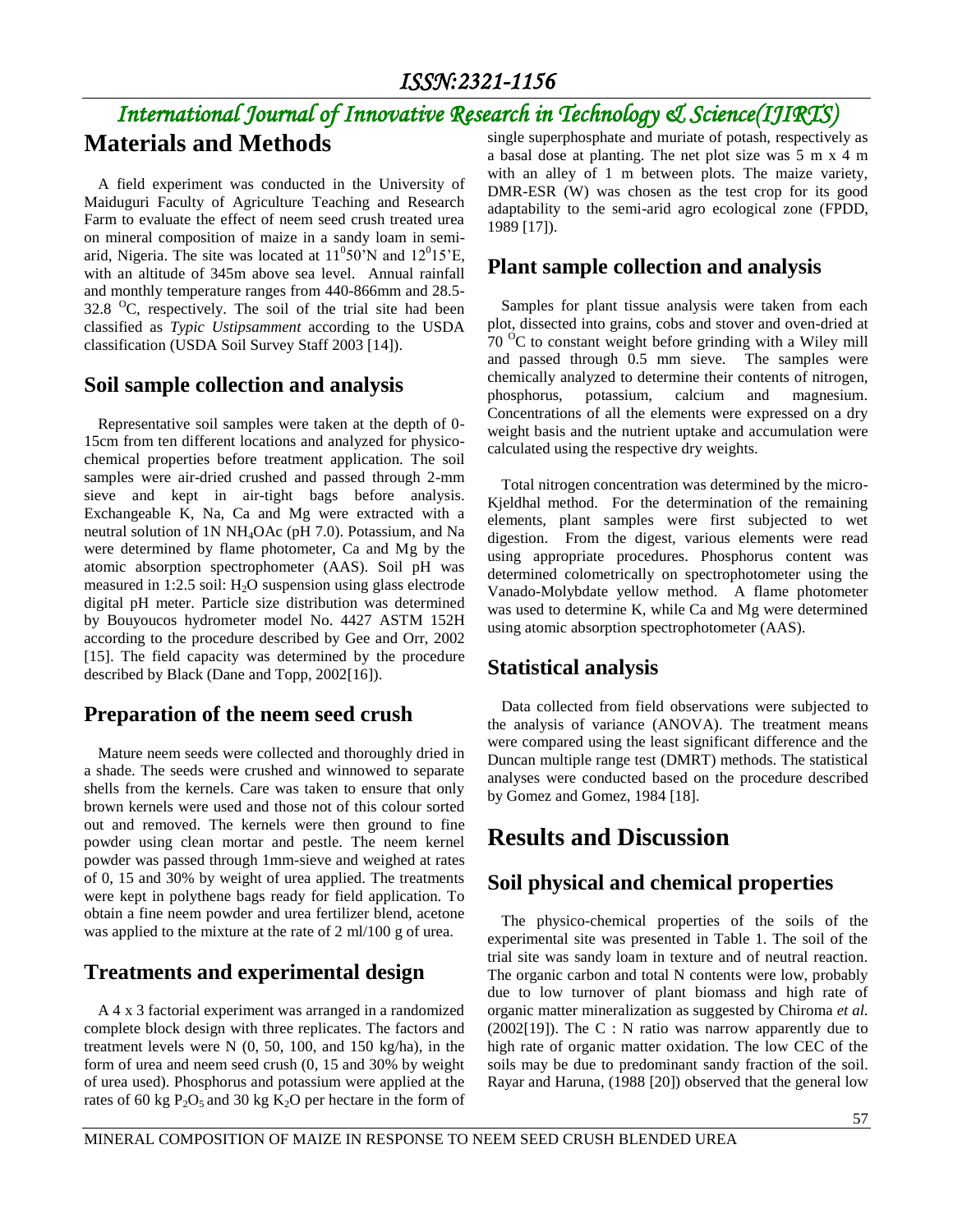# Materials and Methods

A field experiment was conducted in the University of Maiduguri Faculty of Agriculture Teaching and Research Farm to evaluate the effect of neem seed crush treated urea on mineral composition of maize in a sandy loam in semi-arid, Nigeria. The site was located at $11^0 50'$N and $12^0 15'$E, with an altitude of 345m above sea level. Annual rainfall and monthly temperature ranges from 440-866mm and 28.5-32.8 $^OC$, respectively. The soil of the trial site had been classified as *Typic Ustipsamment* according to the USDA classification (USDA Soil Survey Staff 2003 [14]).

## Soil sample collection and analysis

Representative soil samples were taken at the depth of 0-15cm from ten different locations and analyzed for physico-chemical properties before treatment application. The soil samples were air-dried crushed and passed through 2-mm sieve and kept in air-tight bags before analysis. Exchangeable K, Na, Ca and Mg were extracted with a neutral solution of 1N $NH_4OAc$ (pH 7.0). Potassium, and Na were determined by flame photometer, Ca and Mg by the atomic absorption spectrophometer (AAS). Soil pH was measured in 1:2.5 soil: $H_2O$ suspension using glass electrode digital pH meter. Particle size distribution was determined by Bouyoucos hydrometer model No. 4427 ASTM 152H according to the procedure described by Gee and Orr, 2002 [15]. The field capacity was determined by the procedure described by Black (Dane and Topp, 2002[16]).

## Preparation of the neem seed crush

Mature neem seeds were collected and thoroughly dried in a shade. The seeds were crushed and winnowed to separate shells from the kernels. Care was taken to ensure that only brown kernels were used and those not of this colour sorted out and removed. The kernels were then ground to fine powder using clean mortar and pestle. The neem kernel powder was passed through 1mm-sieve and weighed at rates of 0, 15 and 30% by weight of urea applied. The treatments were kept in polythene bags ready for field application. To obtain a fine neem powder and urea fertilizer blend, acetone was applied to the mixture at the rate of 2 ml/100 g of urea.

## Treatments and experimental design

A 4 x 3 factorial experiment was arranged in a randomized complete block design with three replicates. The factors and treatment levels were N (0, 50, 100, and 150 kg/ha), in the form of urea and neem seed crush (0, 15 and 30% by weight of urea used). Phosphorus and potassium were applied at the rates of 60 kg $P_2O_5$ and 30 kg $K_2O$ per hectare in the form of single superphosphate and muriate of potash, respectively as a basal dose at planting. The net plot size was 5 m x 4 m with an alley of 1 m between plots. The maize variety, DMR-ESR (W) was chosen as the test crop for its good adaptability to the semi-arid agro ecological zone (FPDD, 1989 [17]).

## Plant sample collection and analysis

Samples for plant tissue analysis were taken from each plot, dissected into grains, cobs and stover and oven-dried at 70 $^OC$ to constant weight before grinding with a Wiley mill and passed through 0.5 mm sieve. The samples were chemically analyzed to determine their contents of nitrogen, phosphorus, potassium, calcium and magnesium. Concentrations of all the elements were expressed on a dry weight basis and the nutrient uptake and accumulation were calculated using the respective dry weights.

Total nitrogen concentration was determined by the micro-Kjeldhal method. For the determination of the remaining elements, plant samples were first subjected to wet digestion. From the digest, various elements were read using appropriate procedures. Phosphorus content was determined colometrically on spectrophotometer using the Vanado-Molybdate yellow method. A flame photometer was used to determine K, while Ca and Mg were determined using atomic absorption spectrophotometer (AAS).

## Statistical analysis

Data collected from field observations were subjected to the analysis of variance (ANOVA). The treatment means were compared using the least significant difference and the Duncan multiple range test (DMRT) methods. The statistical analyses were conducted based on the procedure described by Gomez and Gomez, 1984 [18].

# Results and Discussion

## Soil physical and chemical properties

The physico-chemical properties of the soils of the experimental site was presented in Table 1. The soil of the trial site was sandy loam in texture and of neutral reaction. The organic carbon and total N contents were low, probably due to low turnover of plant biomass and high rate of organic matter mineralization as suggested by Chiroma *et al.* (2002[19]). The C : N ratio was narrow apparently due to high rate of organic matter oxidation. The low CEC of the soils may be due to predominant sandy fraction of the soil. Rayar and Haruna, (1988 [20]) observed that the general low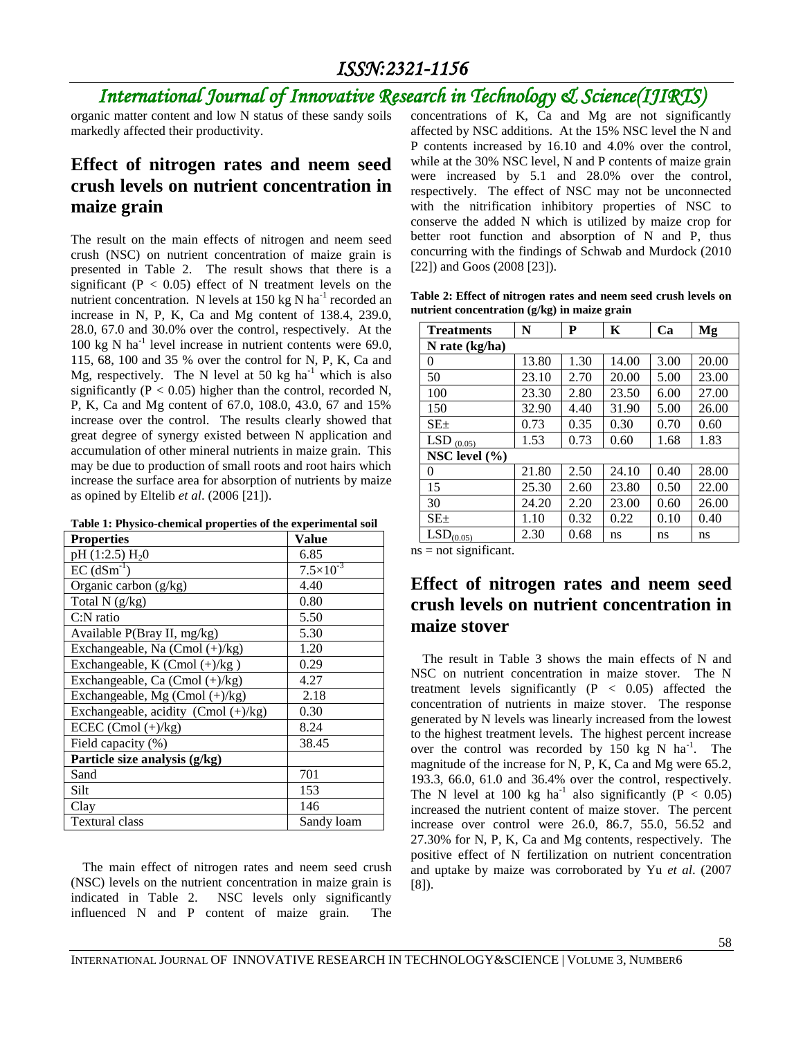organic matter content and low N status of these sandy soils markedly affected their productivity.

## Effect of nitrogen rates and neem seed crush levels on nutrient concentration in maize grain

The result on the main effects of nitrogen and neem seed crush (NSC) on nutrient concentration of maize grain is presented in Table 2. The result shows that there is a significant ($P < 0.05$) effect of N treatment levels on the nutrient concentration. N levels at 150 kg N $ha^{-1}$ recorded an increase in N, P, K, Ca and Mg content of 138.4, 239.0, 28.0, 67.0 and 30.0% over the control, respectively. At the 100 kg N $ha^{-1}$ level increase in nutrient contents were 69.0, 115, 68, 100 and 35 % over the control for N, P, K, Ca and Mg, respectively. The N level at 50 kg $ha^{-1}$ which is also significantly ($P < 0.05$) higher than the control, recorded N, P, K, Ca and Mg content of 67.0, 108.0, 43.0, 67 and 15% increase over the control. The results clearly showed that great degree of synergy existed between N application and accumulation of other mineral nutrients in maize grain. This may be due to production of small roots and root hairs which increase the surface area for absorption of nutrients by maize as opined by Eltelib *et al*. (2006 [21]).

**Table 1: Physico-chemical properties of the experimental soil**

| Properties | Value |
|---|---|
| pH (1:2.5) $H_2O$ | 6.85 |
| EC ($dSm^{-1}$) | $7.5\times10^{-3}$ |
| Organic carbon (g/kg) | 4.40 |
| Total N (g/kg) | 0.80 |
| C:N ratio | 5.50 |
| Available P(Bray II, mg/kg) | 5.30 |
| Exchangeable, Na (Cmol (+)/kg) | 1.20 |
| Exchangeable, K (Cmol (+)/kg ) | 0.29 |
| Exchangeable, Ca (Cmol (+)/kg) | 4.27 |
| Exchangeable, Mg (Cmol (+)/kg) | 2.18 |
| Exchangeable, acidity (Cmol (+)/kg) | 0.30 |
| ECEC (Cmol (+)/kg) | 8.24 |
| Field capacity (%) | 38.45 |
| **Particle size analysis (g/kg)** | |
| Sand | 701 |
| Silt | 153 |
| Clay | 146 |
| Textural class | Sandy loam |

The main effect of nitrogen rates and neem seed crush (NSC) levels on the nutrient concentration in maize grain is indicated in Table 2. NSC levels only significantly influenced N and P content of maize grain. The concentrations of K, Ca and Mg are not significantly affected by NSC additions. At the 15% NSC level the N and P contents increased by 16.10 and 4.0% over the control, while at the 30% NSC level, N and P contents of maize grain were increased by 5.1 and 28.0% over the control, respectively. The effect of NSC may not be unconnected with the nitrification inhibitory properties of NSC to conserve the added N which is utilized by maize crop for better root function and absorption of N and P, thus concurring with the findings of Schwab and Murdock (2010 [22]) and Goos (2008 [23]).

**Table 2: Effect of nitrogen rates and neem seed crush levels on nutrient concentration (g/kg) in maize grain**

| Treatments | N | P | K | Ca | Mg |
|---|---|---|---|---|---|
| **N rate (kg/ha)** | | | | | |
| 0 | 13.80 | 1.30 | 14.00 | 3.00 | 20.00 |
| 50 | 23.10 | 2.70 | 20.00 | 5.00 | 23.00 |
| 100 | 23.30 | 2.80 | 23.50 | 6.00 | 27.00 |
| 150 | 32.90 | 4.40 | 31.90 | 5.00 | 26.00 |
| SE± | 0.73 | 0.35 | 0.30 | 0.70 | 0.60 |
| $LSD_{(0.05)}$ | 1.53 | 0.73 | 0.60 | 1.68 | 1.83 |
| **NSC level (%)** | | | | | |
| 0 | 21.80 | 2.50 | 24.10 | 0.40 | 28.00 |
| 15 | 25.30 | 2.60 | 23.80 | 0.50 | 22.00 |
| 30 | 24.20 | 2.20 | 23.00 | 0.60 | 26.00 |
| SE± | 1.10 | 0.32 | 0.22 | 0.10 | 0.40 |
| $LSD_{(0.05)}$ | 2.30 | 0.68 | ns | ns | ns |

ns = not significant.

## Effect of nitrogen rates and neem seed crush levels on nutrient concentration in maize stover

The result in Table 3 shows the main effects of N and NSC on nutrient concentration in maize stover. The N treatment levels significantly ($P < 0.05$) affected the concentration of nutrients in maize stover. The response generated by N levels was linearly increased from the lowest to the highest treatment levels. The highest percent increase over the control was recorded by 150 kg N $ha^{-1}$. The magnitude of the increase for N, P, K, Ca and Mg were 65.2, 193.3, 66.0, 61.0 and 36.4% over the control, respectively. The N level at 100 kg $ha^{-1}$ also significantly ($P < 0.05$) increased the nutrient content of maize stover. The percent increase over control were 26.0, 86.7, 55.0, 56.52 and 27.30% for N, P, K, Ca and Mg contents, respectively. The positive effect of N fertilization on nutrient concentration and uptake by maize was corroborated by Yu *et al*. (2007 [8]).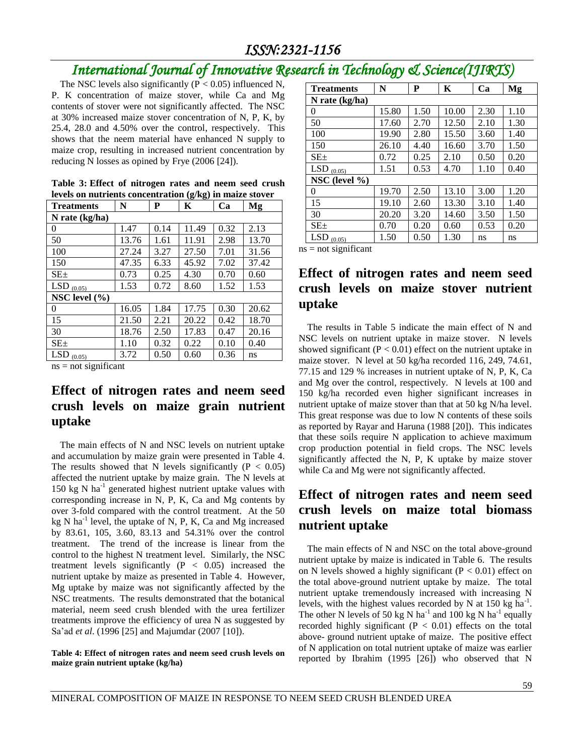The NSC levels also significantly ($P < 0.05$) influenced N, P. K concentration of maize stover, while Ca and Mg contents of stover were not significantly affected. The NSC at 30% increased maize stover concentration of N, P, K, by 25.4, 28.0 and 4.50% over the control, respectively. This shows that the neem material have enhanced N supply to maize crop, resulting in increased nutrient concentration by reducing N losses as opined by Frye (2006 [24]).

**Table 3: Effect of nitrogen rates and neem seed crush levels on nutrients concentration (g/kg) in maize stover**

| Treatments | N | P | K | Ca | Mg |
|---|---|---|---|---|---|
| **N rate (kg/ha)** | | | | | |
| 0 | 1.47 | 0.14 | 11.49 | 0.32 | 2.13 |
| 50 | 13.76 | 1.61 | 11.91 | 2.98 | 13.70 |
| 100 | 27.24 | 3.27 | 27.50 | 7.01 | 31.56 |
| 150 | 47.35 | 6.33 | 45.92 | 7.02 | 37.42 |
| SE± | 0.73 | 0.25 | 4.30 | 0.70 | 0.60 |
| $LSD_{(0.05)}$ | 1.53 | 0.72 | 8.60 | 1.52 | 1.53 |
| **NSC level (%)** | | | | | |
| 0 | 16.05 | 1.84 | 17.75 | 0.30 | 20.62 |
| 15 | 21.50 | 2.21 | 20.22 | 0.42 | 18.70 |
| 30 | 18.76 | 2.50 | 17.83 | 0.47 | 20.16 |
| SE± | 1.10 | 0.32 | 0.22 | 0.10 | 0.40 |
| $LSD_{(0.05)}$ | 3.72 | 0.50 | 0.60 | 0.36 | ns |

ns = not significant

## Effect of nitrogen rates and neem seed crush levels on maize grain nutrient uptake

The main effects of N and NSC levels on nutrient uptake and accumulation by maize grain were presented in Table 4. The results showed that N levels significantly ($P < 0.05$) affected the nutrient uptake by maize grain. The N levels at 150 kg N ha$^{-1}$ generated highest nutrient uptake values with corresponding increase in N, P, K, Ca and Mg contents by over 3-fold compared with the control treatment. At the 50 kg N ha$^{-1}$ level, the uptake of N, P, K, Ca and Mg increased by 83.61, 105, 3.60, 83.13 and 54.31% over the control treatment. The trend of the increase is linear from the control to the highest N treatment level. Similarly, the NSC treatment levels significantly ($P < 0.05$) increased the nutrient uptake by maize as presented in Table 4. However, Mg uptake by maize was not significantly affected by the NSC treatments. The results demonstrated that the botanical material, neem seed crush blended with the urea fertilizer treatments improve the efficiency of urea N as suggested by Sa'ad *et al*. (1996 [25] and Majumdar (2007 [10]).

**Table 4: Effect of nitrogen rates and neem seed crush levels on maize grain nutrient uptake (kg/ha)**

| Treatments | N | P | K | Ca | Mg |
|---|---|---|---|---|---|
| **N rate (kg/ha)** | | | | | |
| 0 | 15.80 | 1.50 | 10.00 | 2.30 | 1.10 |
| 50 | 17.60 | 2.70 | 12.50 | 2.10 | 1.30 |
| 100 | 19.90 | 2.80 | 15.50 | 3.60 | 1.40 |
| 150 | 26.10 | 4.40 | 16.60 | 3.70 | 1.50 |
| SE± | 0.72 | 0.25 | 2.10 | 0.50 | 0.20 |
| $LSD_{(0.05)}$ | 1.51 | 0.53 | 4.70 | 1.10 | 0.40 |
| **NSC (level %)** | | | | | |
| 0 | 19.70 | 2.50 | 13.10 | 3.00 | 1.20 |
| 15 | 19.10 | 2.60 | 13.30 | 3.10 | 1.40 |
| 30 | 20.20 | 3.20 | 14.60 | 3.50 | 1.50 |
| SE± | 0.70 | 0.20 | 0.60 | 0.53 | 0.20 |
| $LSD_{(0.05)}$ | 1.50 | 0.50 | 1.30 | ns | ns |

ns = not significant

## Effect of nitrogen rates and neem seed crush levels on maize stover nutrient uptake

The results in Table 5 indicate the main effect of N and NSC levels on nutrient uptake in maize stover. N levels showed significant ($P < 0.01$) effect on the nutrient uptake in maize stover. N level at 50 kg/ha recorded 116, 249, 74.61, 77.15 and 129 % increases in nutrient uptake of N, P, K, Ca and Mg over the control, respectively. N levels at 100 and 150 kg/ha recorded even higher significant increases in nutrient uptake of maize stover than that at 50 kg N/ha level. This great response was due to low N contents of these soils as reported by Rayar and Haruna (1988 [20]). This indicates that these soils require N application to achieve maximum crop production potential in field crops. The NSC levels significantly affected the N, P, K uptake by maize stover while Ca and Mg were not significantly affected.

## Effect of nitrogen rates and neem seed crush levels on maize total biomass nutrient uptake

The main effects of N and NSC on the total above-ground nutrient uptake by maize is indicated in Table 6. The results on N levels showed a highly significant ($P < 0.01$) effect on the total above-ground nutrient uptake by maize. The total nutrient uptake tremendously increased with increasing N levels, with the highest values recorded by N at 150 kg ha$^{-1}$. The other N levels of 50 kg N ha$^{-1}$ and 100 kg N ha$^{-1}$ equally recorded highly significant ($P < 0.01$) effects on the total above- ground nutrient uptake of maize. The positive effect of N application on total nutrient uptake of maize was earlier reported by Ibrahim (1995 [26]) who observed that N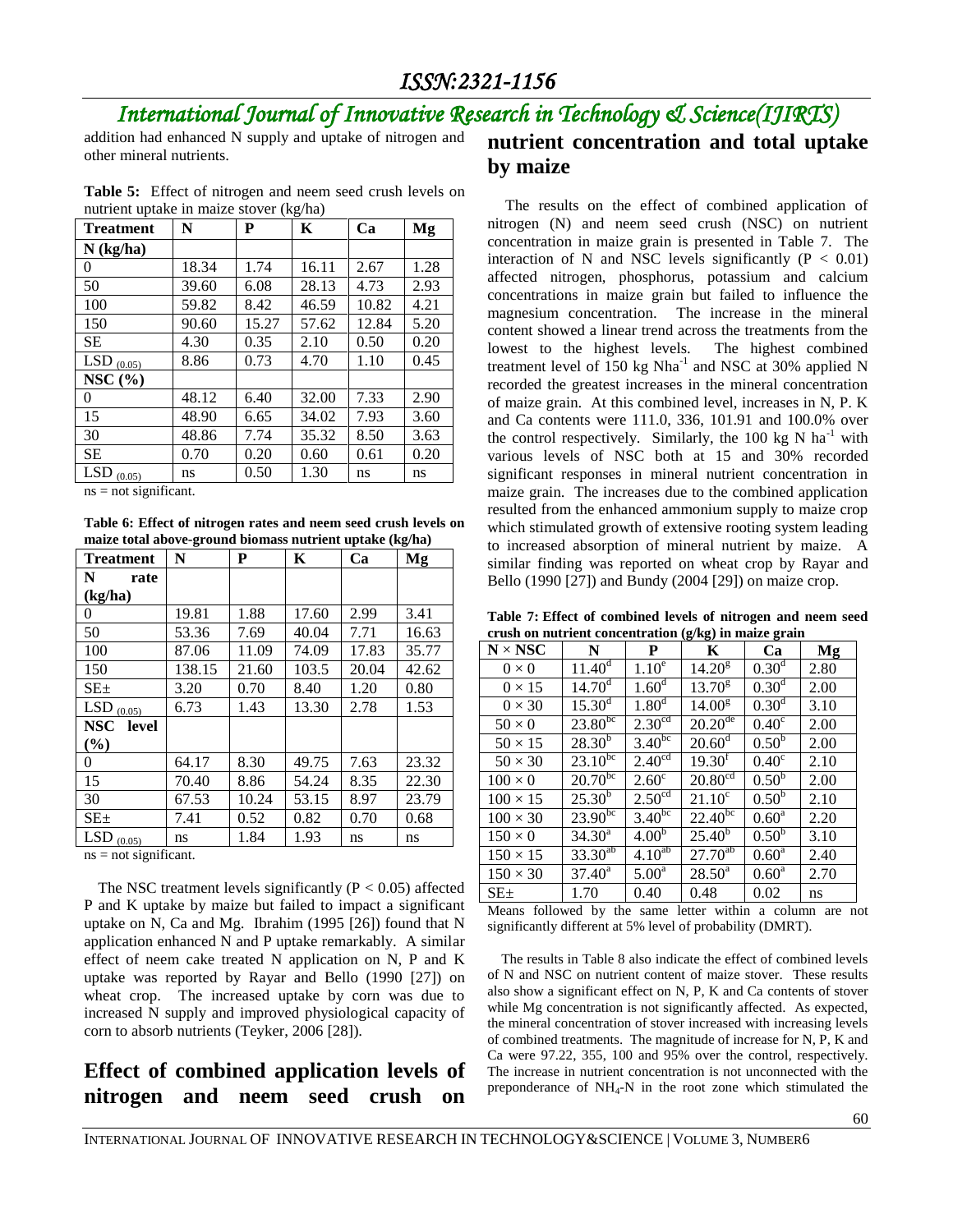addition had enhanced N supply and uptake of nitrogen and other mineral nutrients.

**Table 5:** Effect of nitrogen and neem seed crush levels on nutrient uptake in maize stover (kg/ha)

| Treatment | N | P | K | Ca | Mg |
|---|---|---|---|---|---|
| N (kg/ha) | | | | | |
| 0 | 18.34 | 1.74 | 16.11 | 2.67 | 1.28 |
| 50 | 39.60 | 6.08 | 28.13 | 4.73 | 2.93 |
| 100 | 59.82 | 8.42 | 46.59 | 10.82 | 4.21 |
| 150 | 90.60 | 15.27 | 57.62 | 12.84 | 5.20 |
| SE | 4.30 | 0.35 | 2.10 | 0.50 | 0.20 |
| $LSD_{(0.05)}$ | 8.86 | 0.73 | 4.70 | 1.10 | 0.45 |
| NSC (%) | | | | | |
| 0 | 48.12 | 6.40 | 32.00 | 7.33 | 2.90 |
| 15 | 48.90 | 6.65 | 34.02 | 7.93 | 3.60 |
| 30 | 48.86 | 7.74 | 35.32 | 8.50 | 3.63 |
| SE | 0.70 | 0.20 | 0.60 | 0.61 | 0.20 |
| $LSD_{(0.05)}$ | ns | 0.50 | 1.30 | ns | ns |

ns = not significant.

**Table 6: Effect of nitrogen rates and neem seed crush levels on maize total above-ground biomass nutrient uptake (kg/ha)**

| Treatment | N | P | K | Ca | Mg |
|---|---|---|---|---|---|
| N rate (kg/ha) | | | | | |
| 0 | 19.81 | 1.88 | 17.60 | 2.99 | 3.41 |
| 50 | 53.36 | 7.69 | 40.04 | 7.71 | 16.63 |
| 100 | 87.06 | 11.09 | 74.09 | 17.83 | 35.77 |
| 150 | 138.15 | 21.60 | 103.5 | 20.04 | 42.62 |
| SE± | 3.20 | 0.70 | 8.40 | 1.20 | 0.80 |
| $LSD_{(0.05)}$ | 6.73 | 1.43 | 13.30 | 2.78 | 1.53 |
| NSC level (%) | | | | | |
| 0 | 64.17 | 8.30 | 49.75 | 7.63 | 23.32 |
| 15 | 70.40 | 8.86 | 54.24 | 8.35 | 22.30 |
| 30 | 67.53 | 10.24 | 53.15 | 8.97 | 23.79 |
| SE± | 7.41 | 0.52 | 0.82 | 0.70 | 0.68 |
| $LSD_{(0.05)}$ | ns | 1.84 | 1.93 | ns | ns |

ns = not significant.

The NSC treatment levels significantly ($P < 0.05$) affected P and K uptake by maize but failed to impact a significant uptake on N, Ca and Mg. Ibrahim (1995 [26]) found that N application enhanced N and P uptake remarkably. A similar effect of neem cake treated N application on N, P and K uptake was reported by Rayar and Bello (1990 [27]) on wheat crop. The increased uptake by corn was due to increased N supply and improved physiological capacity of corn to absorb nutrients (Teyker, 2006 [28]).

## Effect of combined application levels of nitrogen and neem seed crush on nutrient concentration and total uptake by maize

The results on the effect of combined application of nitrogen (N) and neem seed crush (NSC) on nutrient concentration in maize grain is presented in Table 7. The interaction of N and NSC levels significantly ($P < 0.01$) affected nitrogen, phosphorus, potassium and calcium concentrations in maize grain but failed to influence the magnesium concentration. The increase in the mineral content showed a linear trend across the treatments from the lowest to the highest levels. The highest combined treatment level of 150 kg Nha$^{-1}$ and NSC at 30% applied N recorded the greatest increases in the mineral concentration of maize grain. At this combined level, increases in N, P. K and Ca contents were 111.0, 336, 101.91 and 100.0% over the control respectively. Similarly, the 100 kg N ha$^{-1}$ with various levels of NSC both at 15 and 30% recorded significant responses in mineral nutrient concentration in maize grain. The increases due to the combined application resulted from the enhanced ammonium supply to maize crop which stimulated growth of extensive rooting system leading to increased absorption of mineral nutrient by maize. A similar finding was reported on wheat crop by Rayar and Bello (1990 [27]) and Bundy (2004 [29]) on maize crop.

**Table 7: Effect of combined levels of nitrogen and neem seed crush on nutrient concentration (g/kg) in maize grain**

| N × NSC | N | P | K | Ca | Mg |
|---|---|---|---|---|---|
| 0 × 0 | $11.40^{d}$ | $1.10^{e}$ | $14.20^{g}$ | $0.30^{d}$ | 2.80 |
| 0 × 15 | $14.70^{d}$ | $1.60^{d}$ | $13.70^{g}$ | $0.30^{d}$ | 2.00 |
| 0 × 30 | $15.30^{d}$ | $1.80^{d}$ | $14.00^{g}$ | $0.30^{d}$ | 3.10 |
| 50 × 0 | $23.80^{bc}$ | $2.30^{cd}$ | $20.20^{de}$ | $0.40^{c}$ | 2.00 |
| 50 × 15 | $28.30^{b}$ | $3.40^{bc}$ | $20.60^{d}$ | $0.50^{b}$ | 2.00 |
| 50 × 30 | $23.10^{bc}$ | $2.40^{cd}$ | $19.30^{f}$ | $0.40^{c}$ | 2.10 |
| 100 × 0 | $20.70^{bc}$ | $2.60^{c}$ | $20.80^{cd}$ | $0.50^{b}$ | 2.00 |
| 100 × 15 | $25.30^{b}$ | $2.50^{cd}$ | $21.10^{c}$ | $0.50^{b}$ | 2.10 |
| 100 × 30 | $23.90^{bc}$ | $3.40^{bc}$ | $22.40^{bc}$ | $0.60^{a}$ | 2.20 |
| 150 × 0 | $34.30^{a}$ | $4.00^{b}$ | $25.40^{b}$ | $0.50^{b}$ | 3.10 |
| 150 × 15 | $33.30^{ab}$ | $4.10^{ab}$ | $27.70^{ab}$ | $0.60^{a}$ | 2.40 |
| 150 × 30 | $37.40^{a}$ | $5.00^{a}$ | $28.50^{a}$ | $0.60^{a}$ | 2.70 |
| SE± | 1.70 | 0.40 | 0.48 | 0.02 | ns |

Means followed by the same letter within a column are not significantly different at 5% level of probability (DMRT).

The results in Table 8 also indicate the effect of combined levels of N and NSC on nutrient content of maize stover. These results also show a significant effect on N, P, K and Ca contents of stover while Mg concentration is not significantly affected. As expected, the mineral concentration of stover increased with increasing levels of combined treatments. The magnitude of increase for N, P, K and Ca were 97.22, 355, 100 and 95% over the control, respectively. The increase in nutrient concentration is not unconnected with the preponderance of $NH_4$-N in the root zone which stimulated the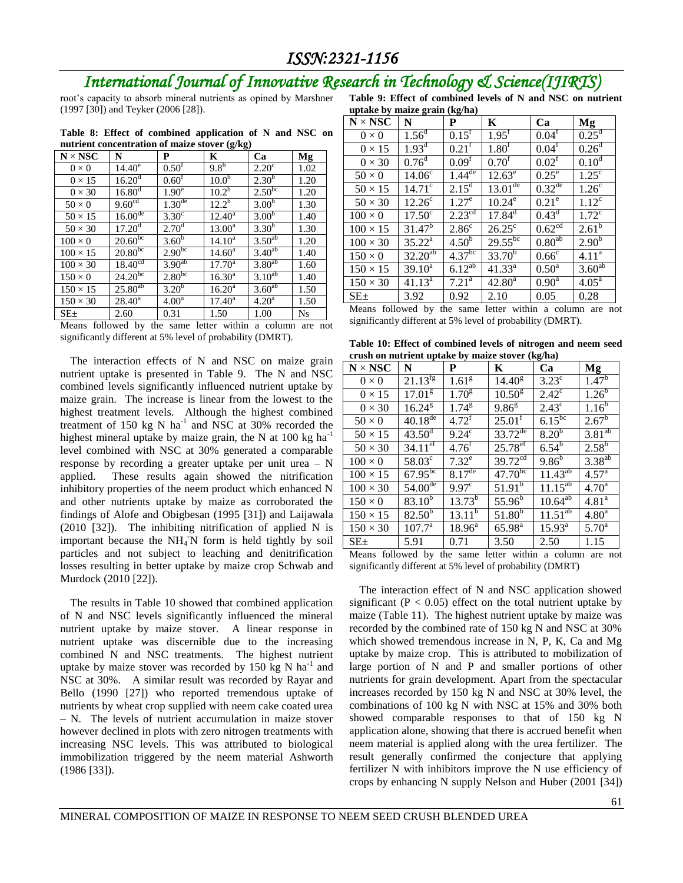root's capacity to absorb mineral nutrients as opined by Marshner (1997 [30]) and Teyker (2006 [28]).

**Table 8: Effect of combined application of N and NSC on nutrient concentration of maize stover (g/kg)**

| N × NSC | N | P | K | Ca | Mg |
|---|---|---|---|---|---|
| 0 × 0 | 14.40[e] | 0.50[f] | 9.8[b] | 2.20[c] | 1.02 |
| 0 × 15 | 16.20[d] | 0.60[f] | 10.0[b] | 2.30[b] | 1.20 |
| 0 × 30 | 16.80[d] | 1.90[e] | 10.2[b] | 2.50[bc] | 1.20 |
| 50 × 0 | 9.60[cd] | 1.30[de] | 12.2[b] | 3.00[b] | 1.30 |
| 50 × 15 | 16.00[de] | 3.30[c] | 12.40[a] | 3.00[b] | 1.40 |
| 50 × 30 | 17.20[d] | 2.70[d] | 13.00[a] | 3.30[b] | 1.30 |
| 100 × 0 | 20.60[bc] | 3.60[b] | 14.10[a] | 3.50[ab] | 1.20 |
| 100 × 15 | 20.80[bc] | 2.90[bc] | 14.60[a] | 3.40[ab] | 1.40 |
| 100 × 30 | 18.40[cd] | 3.90[ab] | 17.70[a] | 3.80[ab] | 1.60 |
| 150 × 0 | 24.20[bc] | 2.80[bc] | 16.30[a] | 3.10[ab] | 1.40 |
| 150 × 15 | 25.80[ab] | 3.20[b] | 16.20[a] | 3.60[ab] | 1.50 |
| 150 × 30 | 28.40[a] | 4.00[a] | 17.40[a] | 4.20[a] | 1.50 |
| SE± | 2.60 | 0.31 | 1.50 | 1.00 | Ns |

Means followed by the same letter within a column are not significantly different at 5% level of probability (DMRT).

The interaction effects of N and NSC on maize grain nutrient uptake is presented in Table 9. The N and NSC combined levels significantly influenced nutrient uptake by maize grain. The increase is linear from the lowest to the highest treatment levels. Although the highest combined treatment of 150 kg N ha$^{-1}$ and NSC at 30% recorded the highest mineral uptake by maize grain, the N at 100 kg ha$^{-1}$ level combined with NSC at 30% generated a comparable response by recording a greater uptake per unit urea – N applied. These results again showed the nitrification inhibitory properties of the neem product which enhanced N and other nutrients uptake by maize as corroborated the findings of Alofe and Obigbesan (1995 [31]) and Laijawala (2010 [32]). The inhibiting nitrification of applied N is important because the $NH_4^-N$ form is held tightly by soil particles and not subject to leaching and denitrification losses resulting in better uptake by maize crop Schwab and Murdock (2010 [22]).

The results in Table 10 showed that combined application of N and NSC levels significantly influenced the mineral nutrient uptake by maize stover. A linear response in nutrient uptake was discernible due to the increasing combined N and NSC treatments. The highest nutrient uptake by maize stover was recorded by 150 kg N ha$^{-1}$ and NSC at 30%. A similar result was recorded by Rayar and Bello (1990 [27]) who reported tremendous uptake of nutrients by wheat crop supplied with neem cake coated urea – N. The levels of nutrient accumulation in maize stover however declined in plots with zero nitrogen treatments with increasing NSC levels. This was attributed to biological immobilization triggered by the neem material Ashworth (1986 [33]).

**Table 9: Effect of combined levels of N and NSC on nutrient uptake by maize grain (kg/ha)**

| N × NSC | N | P | K | Ca | Mg |
|---|---|---|---|---|---|
| 0 × 0 | 1.56[d] | 0.15[f] | 1.95[f] | 0.04[f] | 0.25[d] |
| 0 × 15 | 1.93[d] | 0.21[f] | 1.80[f] | 0.04[f] | 0.26[d] |
| 0 × 30 | 0.76[d] | 0.09[f] | 0.70[f] | 0.02[f] | 0.10[d] |
| 50 × 0 | 14.06[c] | 1.44[de] | 12.63[e] | 0.25[e] | 1.25[c] |
| 50 × 15 | 14.71[c] | 2.15[d] | 13.01[de] | 0.32[de] | 1.26[c] |
| 50 × 30 | 12.26[c] | 1.27[e] | 10.24[e] | 0.21[e] | 1.12[c] |
| 100 × 0 | 17.50[c] | 2.23[cd] | 17.84[d] | 0.43[d] | 1.72[c] |
| 100 × 15 | 31.47[b] | 2.86[c] | 26.25[c] | 0.62[cd] | 2.61[b] |
| 100 × 30 | 35.22[a] | 4.50[b] | 29.55[bc] | 0.80[ab] | 2.90[b] |
| 150 × 0 | 32.20[ab] | 4.37[bc] | 33.70[b] | 0.66[c] | 4.11[a] |
| 150 × 15 | 39.10[a] | 6.12[ab] | 41.33[a] | 0.50[a] | 3.60[ab] |
| 150 × 30 | 41.13[a] | 7.21[a] | 42.80[a] | 0.90[a] | 4.05[a] |
| SE± | 3.92 | 0.92 | 2.10 | 0.05 | 0.28 |

Means followed by the same letter within a column are not significantly different at 5% level of probability (DMRT).

**Table 10: Effect of combined levels of nitrogen and neem seed crush on nutrient uptake by maize stover (kg/ha)**

| N × NSC | N | P | K | Ca | Mg |
|---|---|---|---|---|---|
| 0 × 0 | 21.13[fg] | 1.61[g] | 14.40[g] | 3.23[c] | 1.47[b] |
| 0 × 15 | 17.01[g] | 1.70[g] | 10.50[g] | 2.42[c] | 1.26[b] |
| 0 × 30 | 16.24[g] | 1.74[g] | 9.86[g] | 2.43[c] | 1.16[b] |
| 50 × 0 | 40.18[de] | 4.72[f] | 25.01[f] | 6.15[bc] | 2.67[b] |
| 50 × 15 | 43.50[d] | 9.24[c] | 33.72[de] | 8.20[b] | 3.81[ab] |
| 50 × 30 | 34.11[ef] | 4.76[f] | 25.78[ef] | 6.54[b] | 2.58[b] |
| 100 × 0 | 58.03[c] | 7.32[e] | 39.72[cd] | 9.86[b] | 3.38[ab] |
| 100 × 15 | 67.95[bc] | 8.17[de] | 47.70[bc] | 11.43[ab] | 4.57[a] |
| 100 × 30 | 54.00[de] | 9.97[c] | 51.91[b] | 11.15[ab] | 4.70[a] |
| 150 × 0 | 83.10[b] | 13.73[b] | 55.96[b] | 10.64[ab] | 4.81[a] |
| 150 × 15 | 82.50[b] | 13.11[b] | 51.80[b] | 11.51[ab] | 4.80[a] |
| 150 × 30 | 107.7[a] | 18.96[a] | 65.98[a] | 15.93[a] | 5.70[a] |
| SE± | 5.91 | 0.71 | 3.50 | 2.50 | 1.15 |

Means followed by the same letter within a column are not significantly different at 5% level of probability (DMRT)

The interaction effect of N and NSC application showed significant ($P < 0.05$) effect on the total nutrient uptake by maize (Table 11). The highest nutrient uptake by maize was recorded by the combined rate of 150 kg N and NSC at 30% which showed tremendous increase in N, P, K, Ca and Mg uptake by maize crop. This is attributed to mobilization of large portion of N and P and smaller portions of other nutrients for grain development. Apart from the spectacular increases recorded by 150 kg N and NSC at 30% level, the combinations of 100 kg N with NSC at 15% and 30% both showed comparable responses to that of 150 kg N application alone, showing that there is accrued benefit when neem material is applied along with the urea fertilizer. The result generally confirmed the conjecture that applying fertilizer N with inhibitors improve the N use efficiency of crops by enhancing N supply Nelson and Huber (2001 [34])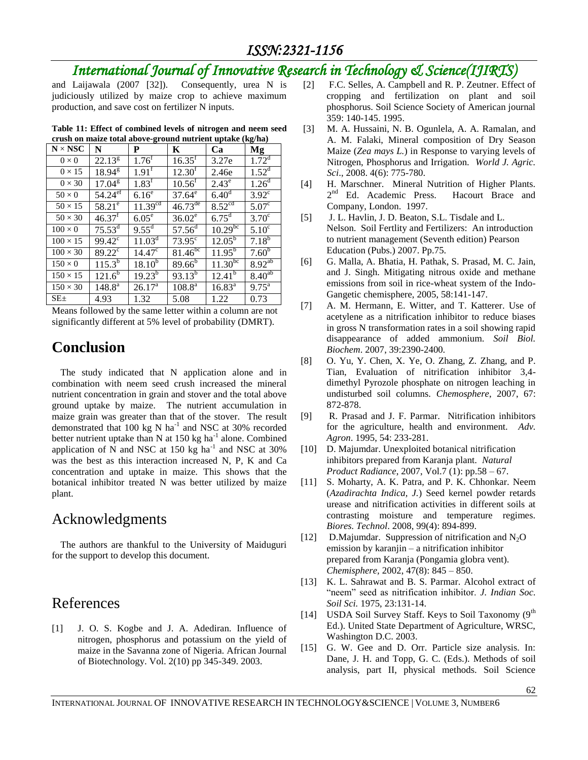and Laijawala (2007 [32]). Consequently, urea N is judiciously utilized by maize crop to achieve maximum production, and save cost on fertilizer N inputs.

**Table 11: Effect of combined levels of nitrogen and neem seed crush on maize total above-ground nutrient uptake (kg/ha)**

| N × NSC | N | P | K | Ca | Mg |
|---|---|---|---|---|---|
| 0 × 0 | $22.13^{g}$ | $1.76^{f}$ | $16.35^{f}$ | 3.27e | $1.72^{d}$ |
| 0 × 15 | $18.94^{g}$ | $1.91^{f}$ | $12.30^{f}$ | 2.46e | $1.52^{d}$ |
| 0 × 30 | $17.04^{g}$ | $1.83^{f}$ | $10.56^{f}$ | $2.43^{e}$ | $1.26^{d}$ |
| 50 × 0 | $54.24^{ef}$ | $6.16^{e}$ | $37.64^{e}$ | $6.40^{d}$ | $3.92^{c}$ |
| 50 × 15 | $58.21^{e}$ | $11.39^{cd}$ | $46.73^{de}$ | $8.52^{cd}$ | $5.07^{c}$ |
| 50 × 30 | $46.37^{f}$ | $6.05^{e}$ | $36.02^{e}$ | $6.75^{d}$ | $3.70^{c}$ |
| 100 × 0 | $75.53^{d}$ | $9.55^{d}$ | $57.56^{d}$ | $10.29^{bc}$ | $5.10^{c}$ |
| 100 × 15 | $99.42^{c}$ | $11.03^{d}$ | $73.95^{c}$ | $12.05^{b}$ | $7.18^{b}$ |
| 100 × 30 | $89.22^{c}$ | $14.47^{c}$ | $81.46^{bc}$ | $11.95^{b}$ | $7.60^{b}$ |
| 150 × 0 | $115.3^{b}$ | $18.10^{b}$ | $89.66^{b}$ | $11.30^{bc}$ | $8.92^{ab}$ |
| 150 × 15 | $121.6^{b}$ | $19.23^{b}$ | $93.13^{b}$ | $12.41^{b}$ | $8.40^{ab}$ |
| 150 × 30 | $148.8^{a}$ | $26.17^{a}$ | $108.8^{a}$ | $16.83^{a}$ | $9.75^{a}$ |
| SE± | 4.93 | 1.32 | 5.08 | 1.22 | 0.73 |

Means followed by the same letter within a column are not significantly different at 5% level of probability (DMRT).

## Conclusion

The study indicated that N application alone and in combination with neem seed crush increased the mineral nutrient concentration in grain and stover and the total above ground uptake by maize. The nutrient accumulation in maize grain was greater than that of the stover. The result demonstrated that 100 kg N ha$^{-1}$ and NSC at 30% recorded better nutrient uptake than N at 150 kg ha$^{-1}$ alone. Combined application of N and NSC at 150 kg ha$^{-1}$ and NSC at 30% was the best as this interaction increased N, P, K and Ca concentration and uptake in maize. This shows that the botanical inhibitor treated N was better utilized by maize plant.

## Acknowledgments

The authors are thankful to the University of Maiduguri for the support to develop this document.

## References

[1] J. O. S. Kogbe and J. A. Adediran. Influence of nitrogen, phosphorus and potassium on the yield of maize in the Savanna zone of Nigeria. African Journal of Biotechnology. Vol. 2(10) pp 345-349. 2003.

[2] F.C. Selles, A. Campbell and R. P. Zeutner. Effect of cropping and fertilization on plant and soil phosphorus. Soil Science Society of American journal 359: 140-145. 1995.

[3] M. A. Hussaini, N. B. Ogunlela, A. A. Ramalan, and A. M. Falaki, Mineral composition of Dry Season Maize (*Zea mays L.*) in Response to varying levels of Nitrogen, Phosphorus and Irrigation. *World J. Agric. Sci*., 2008. 4(6): 775-780.

[4] H. Marschner. Mineral Nutrition of Higher Plants. 2nd Ed. Academic Press. Hacourt Brace and Company, London. 1997.

[5] J. L. Havlin, J. D. Beaton, S.L. Tisdale and L. Nelson. Soil Fertlity and Fertilizers: An introduction to nutrient management (Seventh edition) Pearson Education (Pubs.) 2007. Pp.75.

[6] G. Malla, A. Bhatia, H. Pathak, S. Prasad, M. C. Jain, and J. Singh. Mitigating nitrous oxide and methane emissions from soil in rice-wheat system of the Indo-Gangetic chemisphere, 2005, 58:141-147.

[7] A. M. Hermann, E. Witter, and T. Katterer. Use of acetylene as a nitrification inhibitor to reduce biases in gross N transformation rates in a soil showing rapid disappearance of added ammonium. *Soil Biol. Biochem*. 2007, 39:2390-2400.

[8] O. Yu, Y. Chen, X. Ye, O. Zhang, Z. Zhang, and P. Tian, Evaluation of nitrification inhibitor 3,4-dimethyl Pyrozole phosphate on nitrogen leaching in undisturbed soil columns. *Chemosphere*, 2007, 67: 872-878.

[9] R. Prasad and J. F. Parmar. Nitrification inhibitors for the agriculture, health and environment. *Adv. Agron*. 1995, 54: 233-281.

[10] D. Majumdar. Unexploited botanical nitrification inhibitors prepared from Karanja plant. *Natural Product Radiance*, 2007, Vol.7 (1): pp.58 – 67.

[11] S. Moharty, A. K. Patra, and P. K. Chhonkar. Neem (*Azadirachta Indica, J.*) Seed kernel powder retards urease and nitrification activities in different soils at contrasting moisture and temperature regimes. *Biores. Technol*. 2008, 99(4): 894-899.

[12] D.Majumdar. Suppression of nitrification and $N_2O$ emission by karanjin – a nitrification inhibitor prepared from Karanja (Pongamia globra vent). *Chemisphere,* 2002, 47(8): 845 – 850.

[13] K. L. Sahrawat and B. S. Parmar. Alcohol extract of "neem" seed as nitrification inhibitor. *J. Indian Soc. Soil Sci.* 1975, 23:131-14.

[14] USDA Soil Survey Staff. Keys to Soil Taxonomy (9th Ed.). United State Department of Agriculture, WRSC, Washington D.C. 2003.

[15] G. W. Gee and D. Orr. Particle size analysis. In: Dane, J. H. and Topp, G. C. (Eds.). Methods of soil analysis, part II, physical methods. Soil Science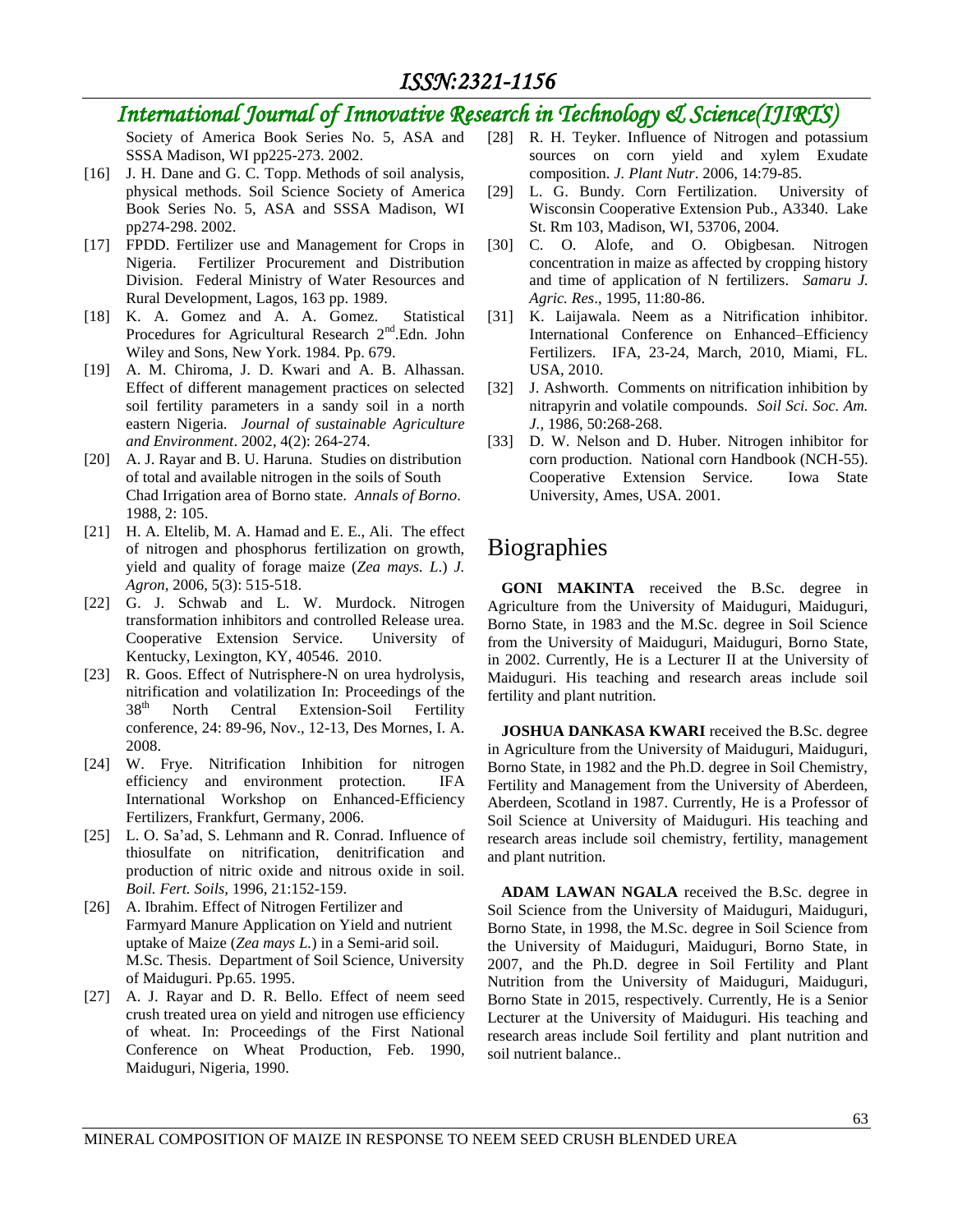Society of America Book Series No. 5, ASA and SSSA Madison, WI pp225-273. 2002.

[16] J. H. Dane and G. C. Topp. Methods of soil analysis, physical methods. Soil Science Society of America Book Series No. 5, ASA and SSSA Madison, WI pp274-298. 2002.

[17] FPDD. Fertilizer use and Management for Crops in Nigeria. Fertilizer Procurement and Distribution Division. Federal Ministry of Water Resources and Rural Development, Lagos, 163 pp. 1989.

[18] K. A. Gomez and A. A. Gomez. Statistical Procedures for Agricultural Research 2nd.Edn. John Wiley and Sons, New York. 1984. Pp. 679.

[19] A. M. Chiroma, J. D. Kwari and A. B. Alhassan. Effect of different management practices on selected soil fertility parameters in a sandy soil in a north eastern Nigeria. *Journal of sustainable Agriculture and Environment*. 2002, 4(2): 264-274.

[20] A. J. Rayar and B. U. Haruna. Studies on distribution of total and available nitrogen in the soils of South Chad Irrigation area of Borno state. *Annals of Borno*. 1988, 2: 105.

[21] H. A. Eltelib, M. A. Hamad and E. E., Ali. The effect of nitrogen and phosphorus fertilization on growth, yield and quality of forage maize (*Zea mays. L.*) *J. Agron*, 2006, 5(3): 515-518.

[22] G. J. Schwab and L. W. Murdock. Nitrogen transformation inhibitors and controlled Release urea. Cooperative Extension Service. University of Kentucky, Lexington, KY, 40546. 2010.

[23] R. Goos. Effect of Nutrisphere-N on urea hydrolysis, nitrification and volatilization In: Proceedings of the 38th North Central Extension-Soil Fertility conference, 24: 89-96, Nov., 12-13, Des Mornes, I. A. 2008.

[24] W. Frye. Nitrification Inhibition for nitrogen efficiency and environment protection. IFA International Workshop on Enhanced-Efficiency Fertilizers, Frankfurt, Germany, 2006.

[25] L. O. Sa'ad, S. Lehmann and R. Conrad. Influence of thiosulfate on nitrification, denitrification and production of nitric oxide and nitrous oxide in soil. *Boil. Fert. Soils,* 1996, 21:152-159.

[26] A. Ibrahim. Effect of Nitrogen Fertilizer and Farmyard Manure Application on Yield and nutrient uptake of Maize (*Zea mays L.*) in a Semi-arid soil. M.Sc. Thesis. Department of Soil Science, University of Maiduguri. Pp.65. 1995.

[27] A. J. Rayar and D. R. Bello. Effect of neem seed crush treated urea on yield and nitrogen use efficiency of wheat. In: Proceedings of the First National Conference on Wheat Production, Feb. 1990, Maiduguri, Nigeria, 1990.

[28] R. H. Teyker. Influence of Nitrogen and potassium sources on corn yield and xylem Exudate composition. *J. Plant Nutr*. 2006, 14:79-85.

[29] L. G. Bundy. Corn Fertilization. University of Wisconsin Cooperative Extension Pub., A3340. Lake St. Rm 103, Madison, WI, 53706, 2004.

[30] C. O. Alofe, and O. Obigbesan. Nitrogen concentration in maize as affected by cropping history and time of application of N fertilizers. *Samaru J. Agric. Res*., 1995, 11:80-86.

[31] K. Laijawala. Neem as a Nitrification inhibitor. International Conference on Enhanced–Efficiency Fertilizers. IFA, 23-24, March, 2010, Miami, FL. USA, 2010.

[32] J. Ashworth. Comments on nitrification inhibition by nitrapyrin and volatile compounds. *Soil Sci. Soc. Am. J.,* 1986, 50:268-268.

[33] D. W. Nelson and D. Huber. Nitrogen inhibitor for corn production. National corn Handbook (NCH-55). Cooperative Extension Service. Iowa State University, Ames, USA. 2001.

# Biographies

**GONI MAKINTA** received the B.Sc. degree in Agriculture from the University of Maiduguri, Maiduguri, Borno State, in 1983 and the M.Sc. degree in Soil Science from the University of Maiduguri, Maiduguri, Borno State, in 2002. Currently, He is a Lecturer II at the University of Maiduguri. His teaching and research areas include soil fertility and plant nutrition.

**JOSHUA DANKASA KWARI** received the B.Sc. degree in Agriculture from the University of Maiduguri, Maiduguri, Borno State, in 1982 and the Ph.D. degree in Soil Chemistry, Fertility and Management from the University of Aberdeen, Aberdeen, Scotland in 1987. Currently, He is a Professor of Soil Science at University of Maiduguri. His teaching and research areas include soil chemistry, fertility, management and plant nutrition.

**ADAM LAWAN NGALA** received the B.Sc. degree in Soil Science from the University of Maiduguri, Maiduguri, Borno State, in 1998, the M.Sc. degree in Soil Science from the University of Maiduguri, Maiduguri, Borno State, in 2007, and the Ph.D. degree in Soil Fertility and Plant Nutrition from the University of Maiduguri, Maiduguri, Borno State in 2015, respectively. Currently, He is a Senior Lecturer at the University of Maiduguri. His teaching and research areas include Soil fertility and plant nutrition and soil nutrient balance..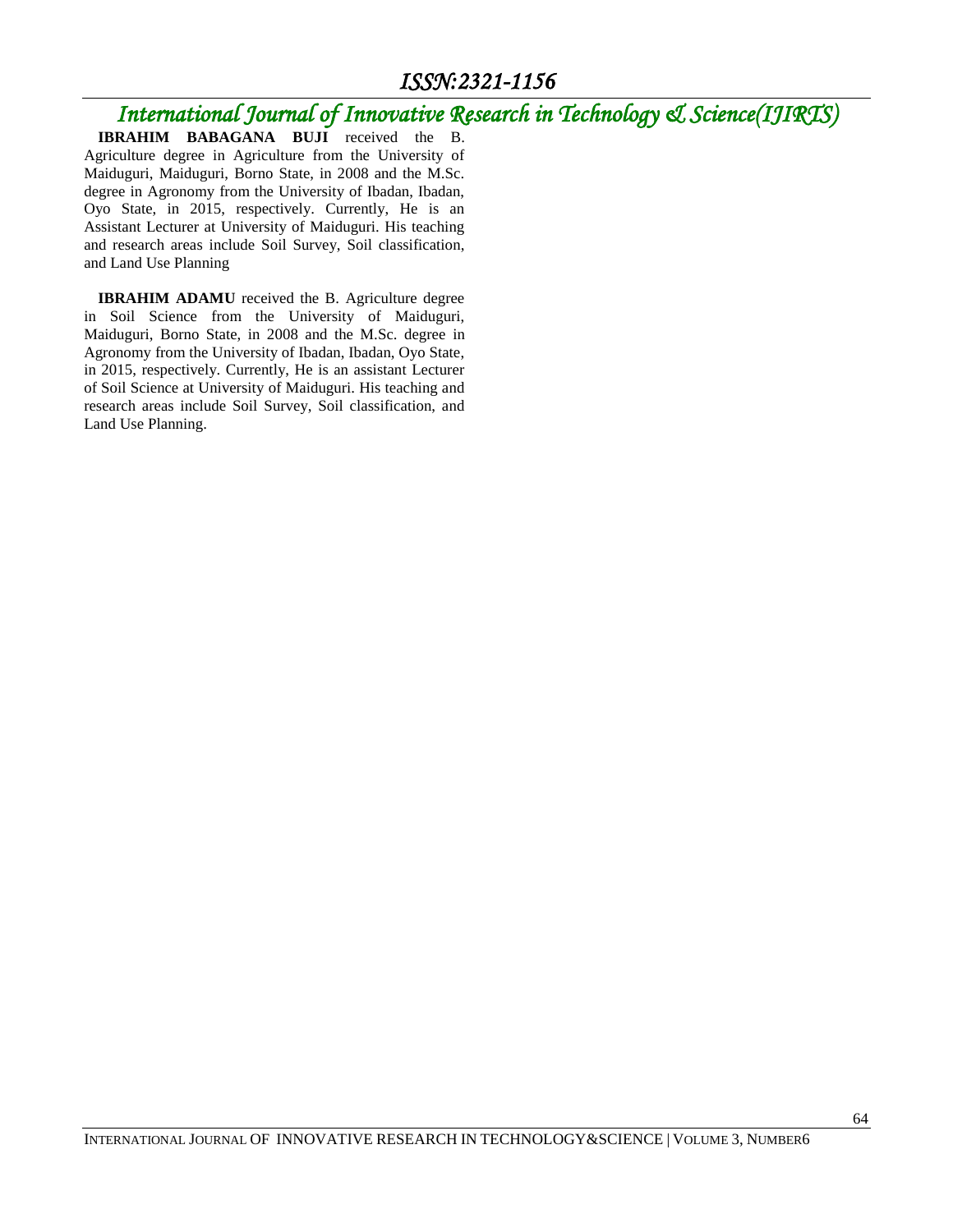**IBRAHIM BABAGANA BUJI** received the B. Agriculture degree in Agriculture from the University of Maiduguri, Maiduguri, Borno State, in 2008 and the M.Sc. degree in Agronomy from the University of Ibadan, Ibadan, Oyo State, in 2015, respectively. Currently, He is an Assistant Lecturer at University of Maiduguri. His teaching and research areas include Soil Survey, Soil classification, and Land Use Planning

**IBRAHIM ADAMU** received the B. Agriculture degree in Soil Science from the University of Maiduguri, Maiduguri, Borno State, in 2008 and the M.Sc. degree in Agronomy from the University of Ibadan, Ibadan, Oyo State, in 2015, respectively. Currently, He is an assistant Lecturer of Soil Science at University of Maiduguri. His teaching and research areas include Soil Survey, Soil classification, and Land Use Planning.